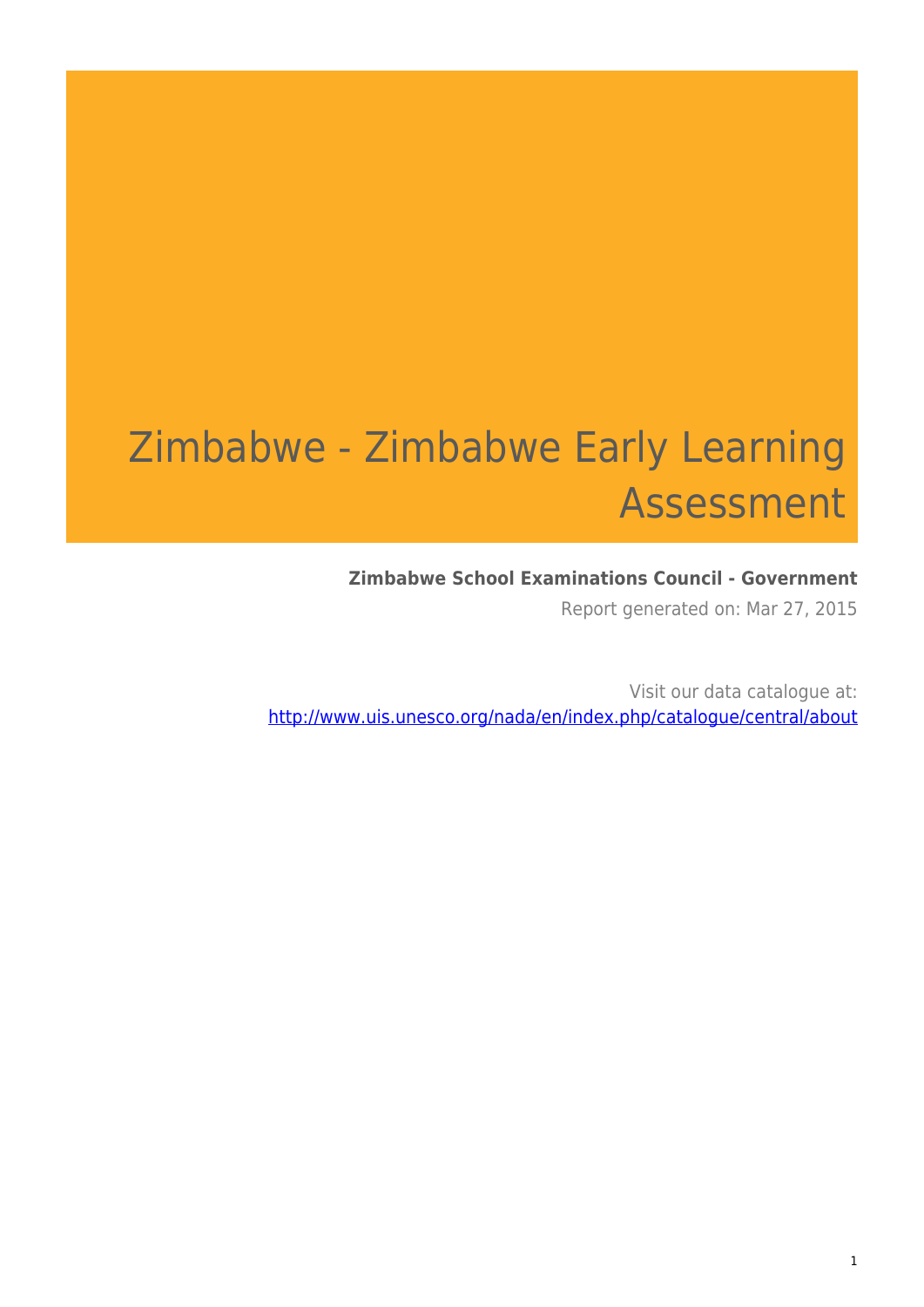# Zimbabwe - Zimbabwe Early Learning Assessment

**Zimbabwe School Examinations Council - Government**

Report generated on: Mar 27, 2015

Visit our data catalogue at: http://www.uis.unesco.org/nada/en/index.php/catalogue/central/about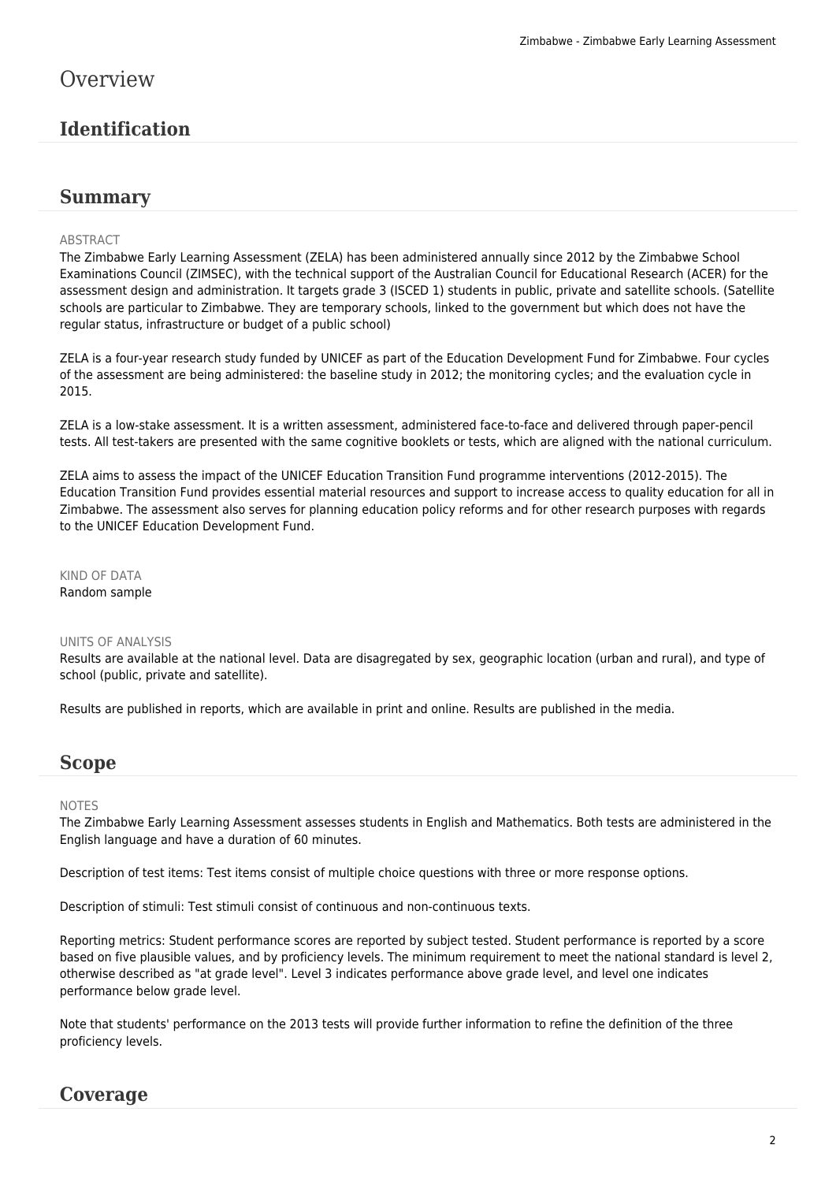# Overview

## Identification

## Summary

ABSTRACT

The Zimbabwe Early Learning Assessment (ZELA) has been administered annually since 2012 by the Zimbabwe School Examinations Council (ZIMSEC), with the technical support of the Australian Council for Educational Research (ACER) for the assessment design and administration. It targets grade 3 (ISCED 1) students in public, private and satellite schools. (Satellite schools are particular to Zimbabwe. They are temporary schools, linked to the government but which does not have the regular status, infrastructure or budget of a public school)

ZELA is a four-year research study funded by UNICEF as part of the Education Development Fund for Zimbabwe. Four cycles of the assessment are being administered: the baseline study in 2012; the monitoring cycles; and the evaluation cycle in 2015.

ZELA is a low-stake assessment. It is a written assessment, administered face-to-face and delivered through paper-pencil tests. All test-takers are presented with the same cognitive booklets or tests, which are aligned with the national curriculum.

ZELA aims to assess the impact of the UNICEF Education Transition Fund programme interventions (2012-2015). The Education Transition Fund provides essential material resources and support to increase access to quality education for all in Zimbabwe. The assessment also serves for planning education policy reforms and for other research purposes with regards to the UNICEF Education Development Fund.

KIND OF DATA

Random sample

UNITS OF ANALYSIS

Results are available at the national level. Data are disagregated by sex, geographic location (urban and rural), and type of school (public, private and satellite).

Results are published in reports, which are available in print and online. Results are published in the media.

## Scope

NOTES

The Zimbabwe Early Learning Assessment assesses students in English and Mathematics. Both tests are administered in the English language and have a duration of 60 minutes.

Description of test items: Test items consist of multiple choice questions with three or more response options.

Description of stimuli: Test stimuli consist of continuous and non-continuous texts.

Reporting metrics: Student performance scores are reported by subject tested. Student performance is reported by a score based on five plausible values, and by proficiency levels. The minimum requirement to meet the national standard is level 2, otherwise described as "at grade level". Level 3 indicates performance above grade level, and level one indicates performance below grade level.

Note that students' performance on the 2013 tests will provide further information to refine the definition of the three proficiency levels.

## Coverage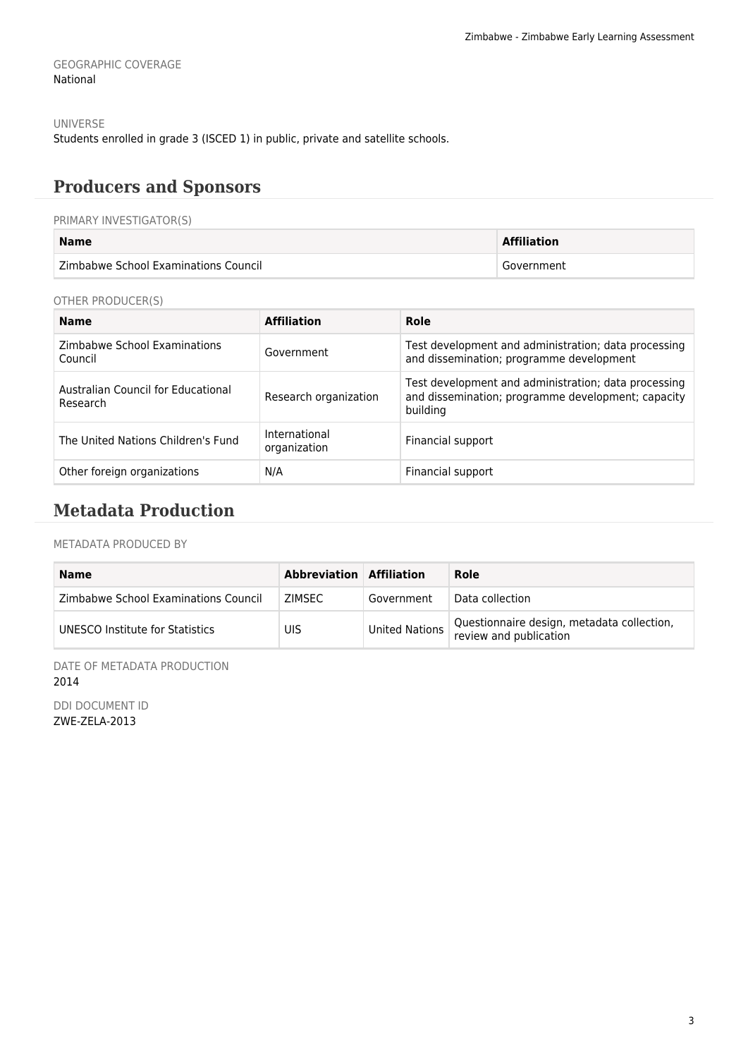GEOGRAPHIC COVERAGE
National

UNIVERSE
Students enrolled in grade 3 (ISCED 1) in public, private and satellite schools.

## Producers and Sponsors

PRIMARY INVESTIGATOR(S)

| Name | Affiliation |
| --- | --- |
| Zimbabwe School Examinations Council | Government |

OTHER PRODUCER(S)

| Name | Affiliation | Role |
| --- | --- | --- |
| Zimbabwe School Examinations Council | Government | Test development and administration; data processing and dissemination; programme development |
| Australian Council for Educational Research | Research organization | Test development and administration; data processing and dissemination; programme development; capacity building |
| The United Nations Children's Fund | International organization | Financial support |
| Other foreign organizations | N/A | Financial support |

## Metadata Production

METADATA PRODUCED BY

| Name | Abbreviation | Affiliation | Role |
| --- | --- | --- | --- |
| Zimbabwe School Examinations Council | ZIMSEC | Government | Data collection |
| UNESCO Institute for Statistics | UIS | United Nations | Questionnaire design, metadata collection, review and publication |

DATE OF METADATA PRODUCTION
2014

DDI DOCUMENT ID
ZWE-ZELA-2013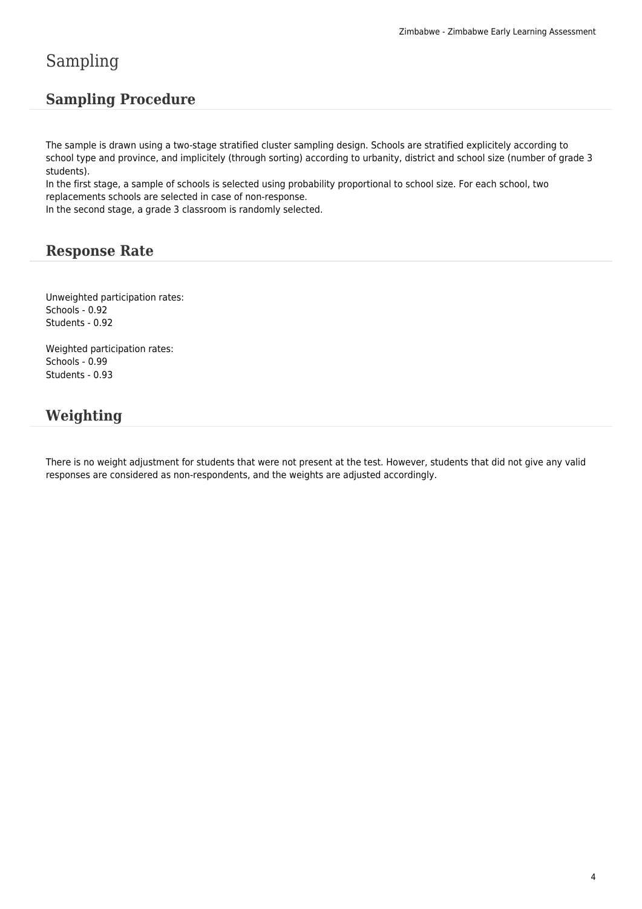# Sampling

## Sampling Procedure

The sample is drawn using a two-stage stratified cluster sampling design. Schools are stratified explicitely according to school type and province, and implicitely (through sorting) according to urbanity, district and school size (number of grade 3 students).
In the first stage, a sample of schools is selected using probability proportional to school size. For each school, two replacements schools are selected in case of non-response.
In the second stage, a grade 3 classroom is randomly selected.

## Response Rate

Unweighted participation rates:
Schools - 0.92
Students - 0.92

Weighted participation rates:
Schools - 0.99
Students - 0.93

## Weighting

There is no weight adjustment for students that were not present at the test. However, students that did not give any valid responses are considered as non-respondents, and the weights are adjusted accordingly.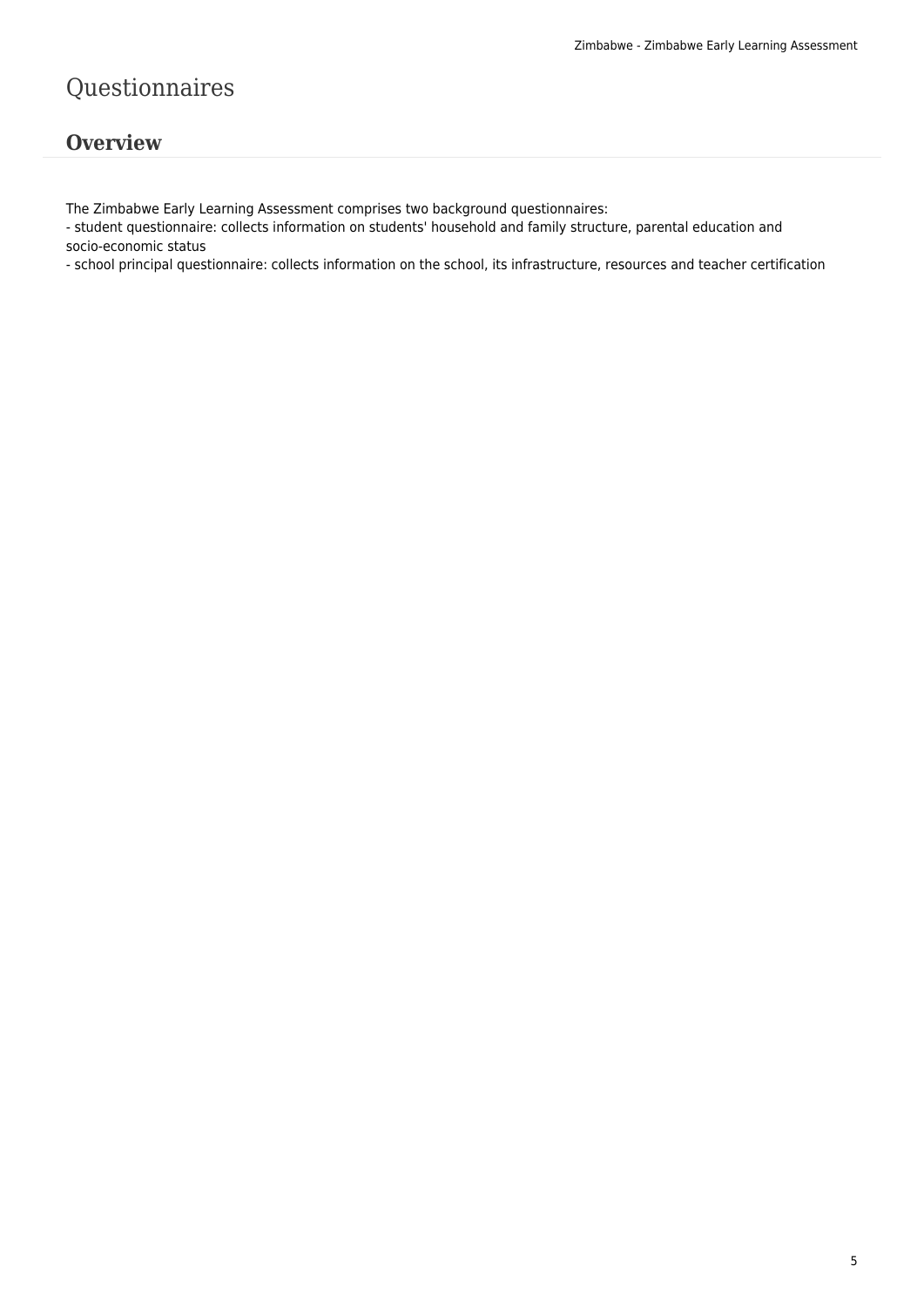# Questionnaires

## Overview

The Zimbabwe Early Learning Assessment comprises two background questionnaires:
- student questionnaire: collects information on students' household and family structure, parental education and socio-economic status
- school principal questionnaire: collects information on the school, its infrastructure, resources and teacher certification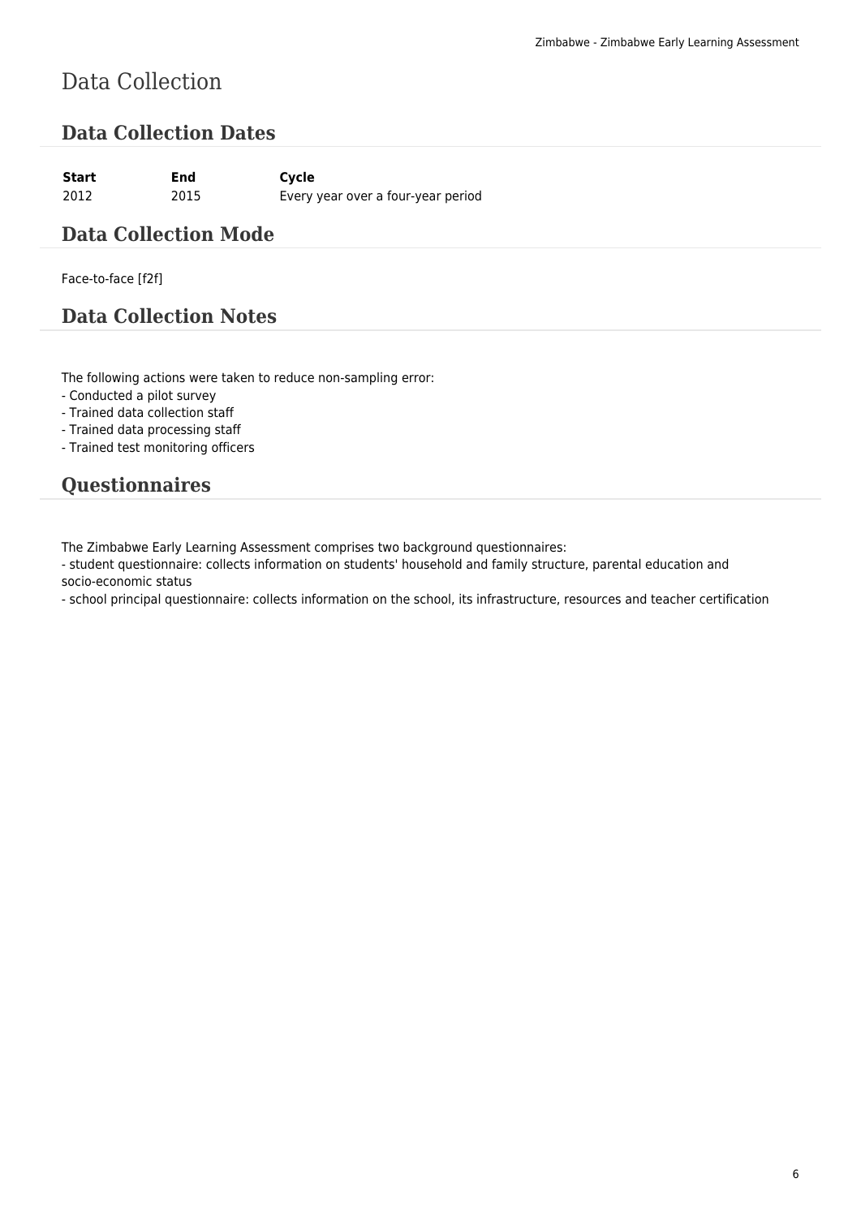# Data Collection

## Data Collection Dates

| Start | End | Cycle |
|---|---|---|
| 2012 | 2015 | Every year over a four-year period |

## Data Collection Mode

Face-to-face [f2f]

## Data Collection Notes

The following actions were taken to reduce non-sampling error:
- Conducted a pilot survey
- Trained data collection staff
- Trained data processing staff
- Trained test monitoring officers

## Questionnaires

The Zimbabwe Early Learning Assessment comprises two background questionnaires:
- student questionnaire: collects information on students' household and family structure, parental education and socio-economic status
- school principal questionnaire: collects information on the school, its infrastructure, resources and teacher certification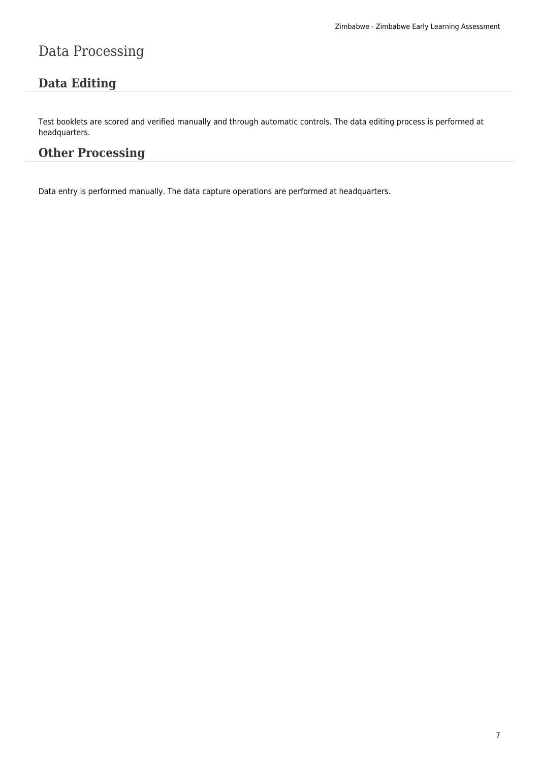# Data Processing

## Data Editing

Test booklets are scored and verified manually and through automatic controls. The data editing process is performed at headquarters.

## Other Processing

Data entry is performed manually. The data capture operations are performed at headquarters.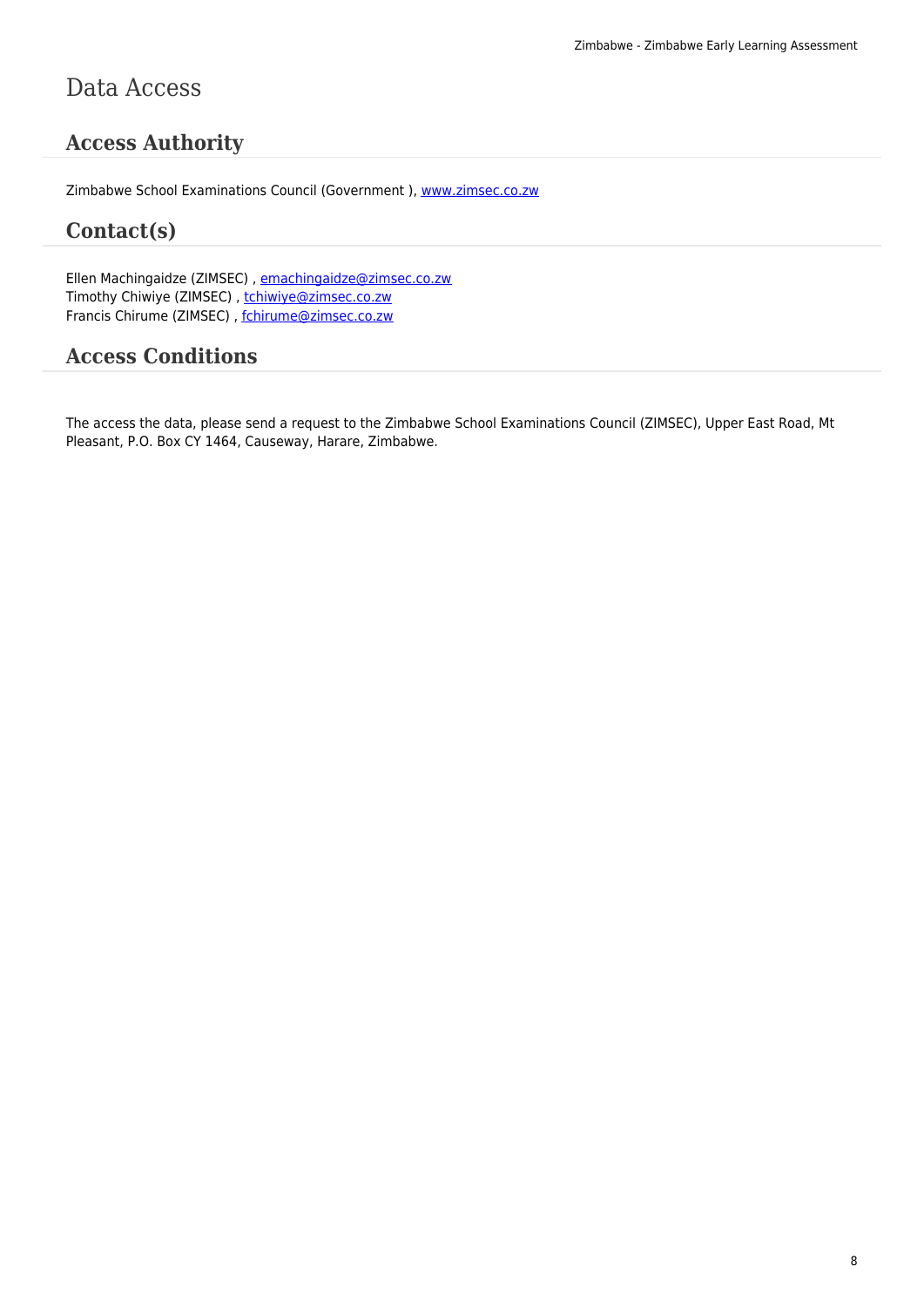# Data Access

## Access Authority

Zimbabwe School Examinations Council (Government ), www.zimsec.co.zw

## Contact(s)

Ellen Machingaidze (ZIMSEC) , emachingaidze@zimsec.co.zw
Timothy Chiwiye (ZIMSEC) , tchiwiye@zimsec.co.zw
Francis Chirume (ZIMSEC) , fchirume@zimsec.co.zw

## Access Conditions

The access the data, please send a request to the Zimbabwe School Examinations Council (ZIMSEC), Upper East Road, Mt Pleasant, P.O. Box CY 1464, Causeway, Harare, Zimbabwe.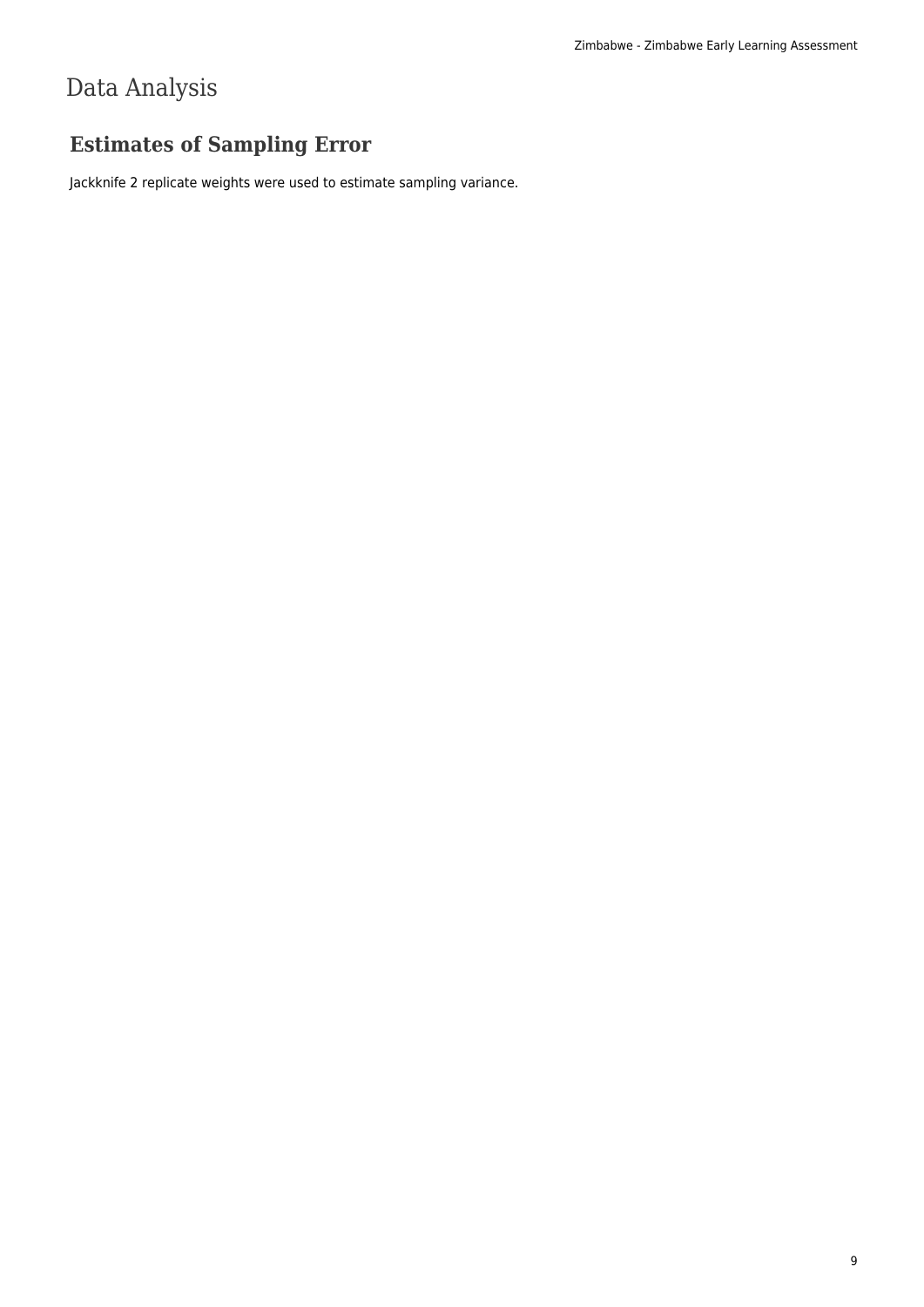# Data Analysis

## Estimates of Sampling Error

Jackknife 2 replicate weights were used to estimate sampling variance.